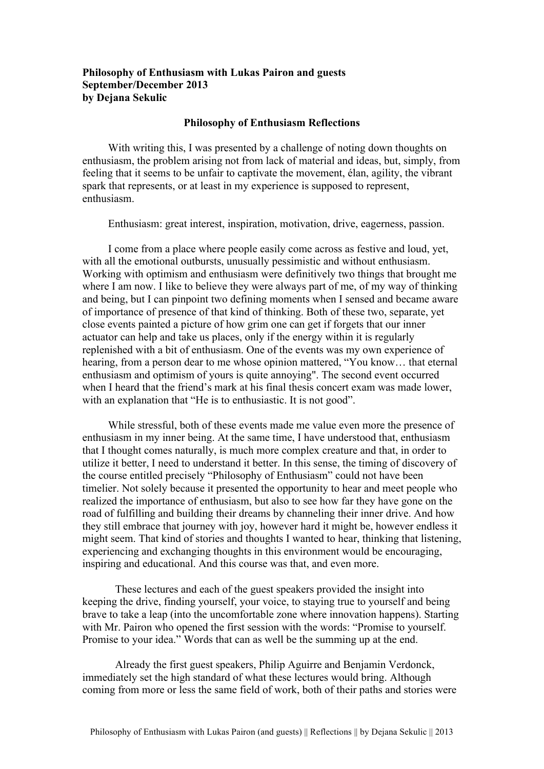**Philosophy of Enthusiasm with Lukas Pairon and guests**
**September/December 2013**
**by Dejana Sekulic**

## Philosophy of Enthusiasm Reflections

With writing this, I was presented by a challenge of noting down thoughts on enthusiasm, the problem arising not from lack of material and ideas, but, simply, from feeling that it seems to be unfair to captivate the movement, élan, agility, the vibrant spark that represents, or at least in my experience is supposed to represent, enthusiasm.

Enthusiasm: great interest, inspiration, motivation, drive, eagerness, passion.

I come from a place where people easily come across as festive and loud, yet, with all the emotional outbursts, unusually pessimistic and without enthusiasm. Working with optimism and enthusiasm were definitively two things that brought me where I am now. I like to believe they were always part of me, of my way of thinking and being, but I can pinpoint two defining moments when I sensed and became aware of importance of presence of that kind of thinking. Both of these two, separate, yet close events painted a picture of how grim one can get if forgets that our inner actuator can help and take us places, only if the energy within it is regularly replenished with a bit of enthusiasm. One of the events was my own experience of hearing, from a person dear to me whose opinion mattered, "You know… that eternal enthusiasm and optimism of yours is quite annoying". The second event occurred when I heard that the friend's mark at his final thesis concert exam was made lower, with an explanation that "He is to enthusiastic. It is not good".

While stressful, both of these events made me value even more the presence of enthusiasm in my inner being. At the same time, I have understood that, enthusiasm that I thought comes naturally, is much more complex creature and that, in order to utilize it better, I need to understand it better. In this sense, the timing of discovery of the course entitled precisely "Philosophy of Enthusiasm" could not have been timelier. Not solely because it presented the opportunity to hear and meet people who realized the importance of enthusiasm, but also to see how far they have gone on the road of fulfilling and building their dreams by channeling their inner drive. And how they still embrace that journey with joy, however hard it might be, however endless it might seem. That kind of stories and thoughts I wanted to hear, thinking that listening, experiencing and exchanging thoughts in this environment would be encouraging, inspiring and educational. And this course was that, and even more.

These lectures and each of the guest speakers provided the insight into keeping the drive, finding yourself, your voice, to staying true to yourself and being brave to take a leap (into the uncomfortable zone where innovation happens). Starting with Mr. Pairon who opened the first session with the words: "Promise to yourself. Promise to your idea." Words that can as well be the summing up at the end.

Already the first guest speakers, Philip Aguirre and Benjamin Verdonck, immediately set the high standard of what these lectures would bring. Although coming from more or less the same field of work, both of their paths and stories were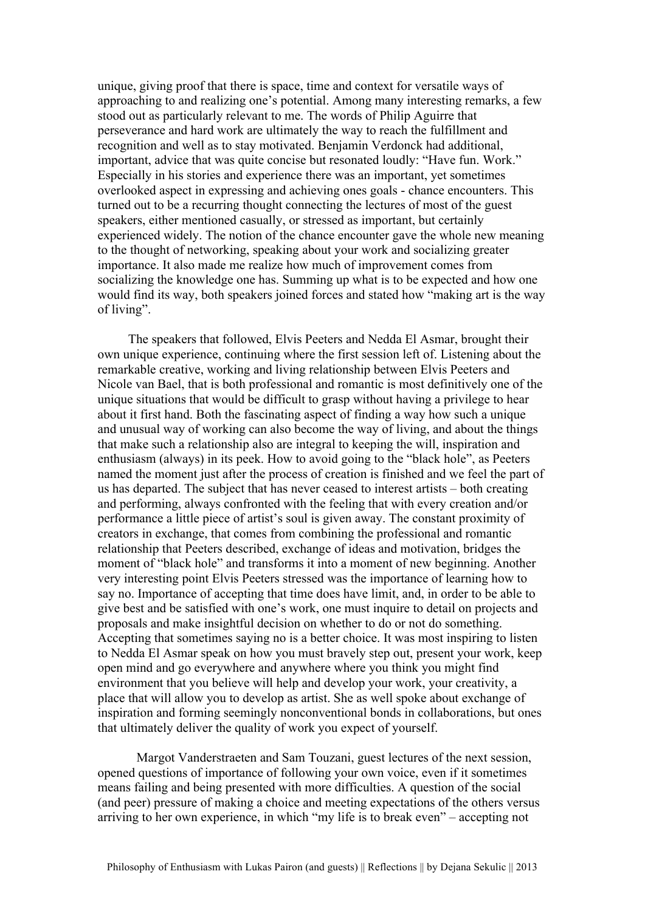unique, giving proof that there is space, time and context for versatile ways of approaching to and realizing one's potential. Among many interesting remarks, a few stood out as particularly relevant to me. The words of Philip Aguirre that perseverance and hard work are ultimately the way to reach the fulfillment and recognition and well as to stay motivated. Benjamin Verdonck had additional, important, advice that was quite concise but resonated loudly: "Have fun. Work." Especially in his stories and experience there was an important, yet sometimes overlooked aspect in expressing and achieving ones goals - chance encounters. This turned out to be a recurring thought connecting the lectures of most of the guest speakers, either mentioned casually, or stressed as important, but certainly experienced widely. The notion of the chance encounter gave the whole new meaning to the thought of networking, speaking about your work and socializing greater importance. It also made me realize how much of improvement comes from socializing the knowledge one has. Summing up what is to be expected and how one would find its way, both speakers joined forces and stated how "making art is the way of living".

The speakers that followed, Elvis Peeters and Nedda El Asmar, brought their own unique experience, continuing where the first session left of. Listening about the remarkable creative, working and living relationship between Elvis Peeters and Nicole van Bael, that is both professional and romantic is most definitively one of the unique situations that would be difficult to grasp without having a privilege to hear about it first hand. Both the fascinating aspect of finding a way how such a unique and unusual way of working can also become the way of living, and about the things that make such a relationship also are integral to keeping the will, inspiration and enthusiasm (always) in its peek. How to avoid going to the "black hole", as Peeters named the moment just after the process of creation is finished and we feel the part of us has departed. The subject that has never ceased to interest artists – both creating and performing, always confronted with the feeling that with every creation and/or performance a little piece of artist's soul is given away. The constant proximity of creators in exchange, that comes from combining the professional and romantic relationship that Peeters described, exchange of ideas and motivation, bridges the moment of "black hole" and transforms it into a moment of new beginning. Another very interesting point Elvis Peeters stressed was the importance of learning how to say no. Importance of accepting that time does have limit, and, in order to be able to give best and be satisfied with one's work, one must inquire to detail on projects and proposals and make insightful decision on whether to do or not do something. Accepting that sometimes saying no is a better choice. It was most inspiring to listen to Nedda El Asmar speak on how you must bravely step out, present your work, keep open mind and go everywhere and anywhere where you think you might find environment that you believe will help and develop your work, your creativity, a place that will allow you to develop as artist. She as well spoke about exchange of inspiration and forming seemingly nonconventional bonds in collaborations, but ones that ultimately deliver the quality of work you expect of yourself.

Margot Vanderstraeten and Sam Touzani, guest lectures of the next session, opened questions of importance of following your own voice, even if it sometimes means failing and being presented with more difficulties. A question of the social (and peer) pressure of making a choice and meeting expectations of the others versus arriving to her own experience, in which "my life is to break even" – accepting not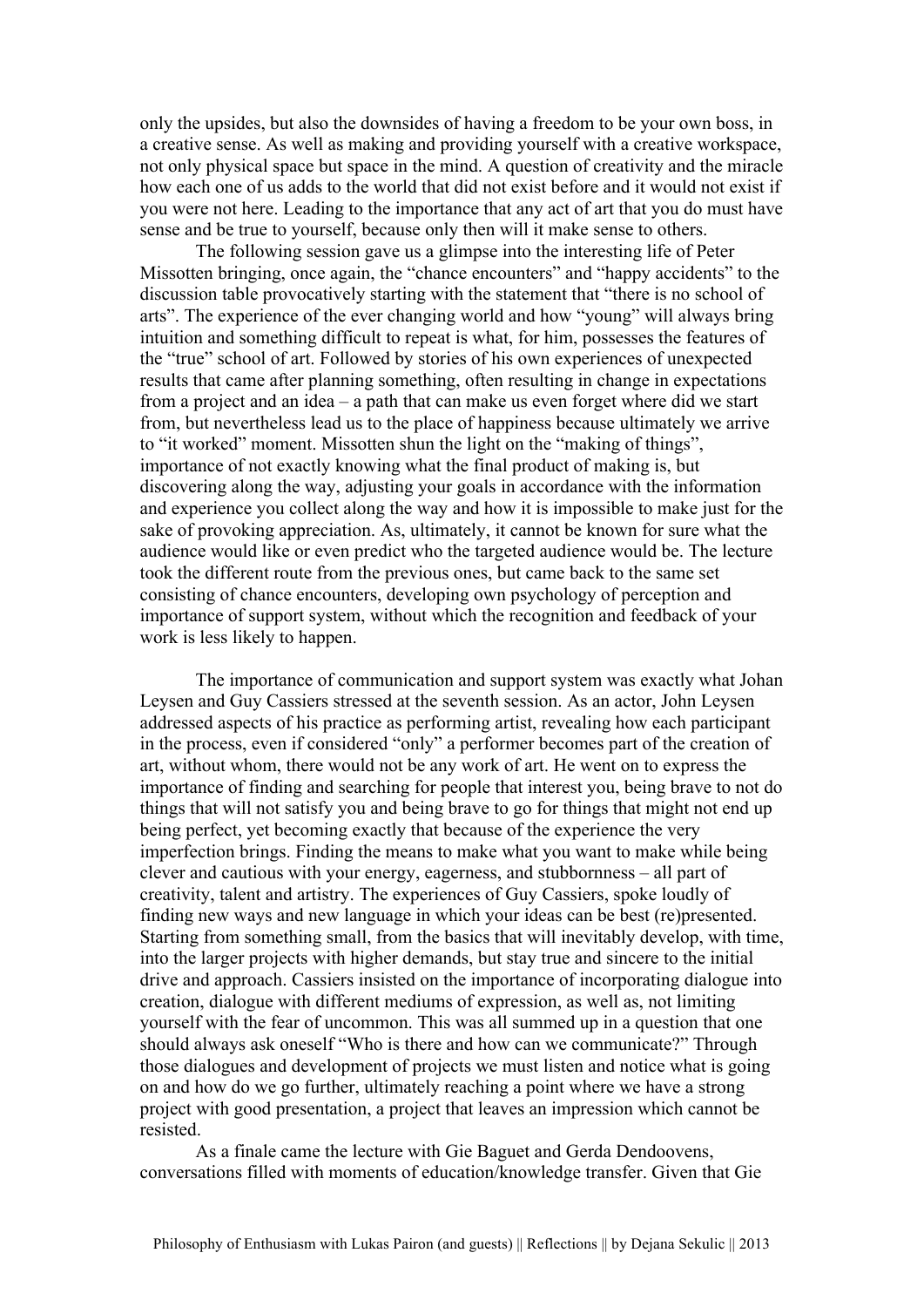only the upsides, but also the downsides of having a freedom to be your own boss, in a creative sense. As well as making and providing yourself with a creative workspace, not only physical space but space in the mind. A question of creativity and the miracle how each one of us adds to the world that did not exist before and it would not exist if you were not here. Leading to the importance that any act of art that you do must have sense and be true to yourself, because only then will it make sense to others.

The following session gave us a glimpse into the interesting life of Peter Missotten bringing, once again, the "chance encounters" and "happy accidents" to the discussion table provocatively starting with the statement that "there is no school of arts". The experience of the ever changing world and how "young" will always bring intuition and something difficult to repeat is what, for him, possesses the features of the "true" school of art. Followed by stories of his own experiences of unexpected results that came after planning something, often resulting in change in expectations from a project and an idea – a path that can make us even forget where did we start from, but nevertheless lead us to the place of happiness because ultimately we arrive to "it worked" moment. Missotten shun the light on the "making of things", importance of not exactly knowing what the final product of making is, but discovering along the way, adjusting your goals in accordance with the information and experience you collect along the way and how it is impossible to make just for the sake of provoking appreciation. As, ultimately, it cannot be known for sure what the audience would like or even predict who the targeted audience would be. The lecture took the different route from the previous ones, but came back to the same set consisting of chance encounters, developing own psychology of perception and importance of support system, without which the recognition and feedback of your work is less likely to happen.

The importance of communication and support system was exactly what Johan Leysen and Guy Cassiers stressed at the seventh session. As an actor, John Leysen addressed aspects of his practice as performing artist, revealing how each participant in the process, even if considered "only" a performer becomes part of the creation of art, without whom, there would not be any work of art. He went on to express the importance of finding and searching for people that interest you, being brave to not do things that will not satisfy you and being brave to go for things that might not end up being perfect, yet becoming exactly that because of the experience the very imperfection brings. Finding the means to make what you want to make while being clever and cautious with your energy, eagerness, and stubbornness – all part of creativity, talent and artistry. The experiences of Guy Cassiers, spoke loudly of finding new ways and new language in which your ideas can be best (re)presented. Starting from something small, from the basics that will inevitably develop, with time, into the larger projects with higher demands, but stay true and sincere to the initial drive and approach. Cassiers insisted on the importance of incorporating dialogue into creation, dialogue with different mediums of expression, as well as, not limiting yourself with the fear of uncommon. This was all summed up in a question that one should always ask oneself "Who is there and how can we communicate?" Through those dialogues and development of projects we must listen and notice what is going on and how do we go further, ultimately reaching a point where we have a strong project with good presentation, a project that leaves an impression which cannot be resisted.

As a finale came the lecture with Gie Baguet and Gerda Dendoovens, conversations filled with moments of education/knowledge transfer. Given that Gie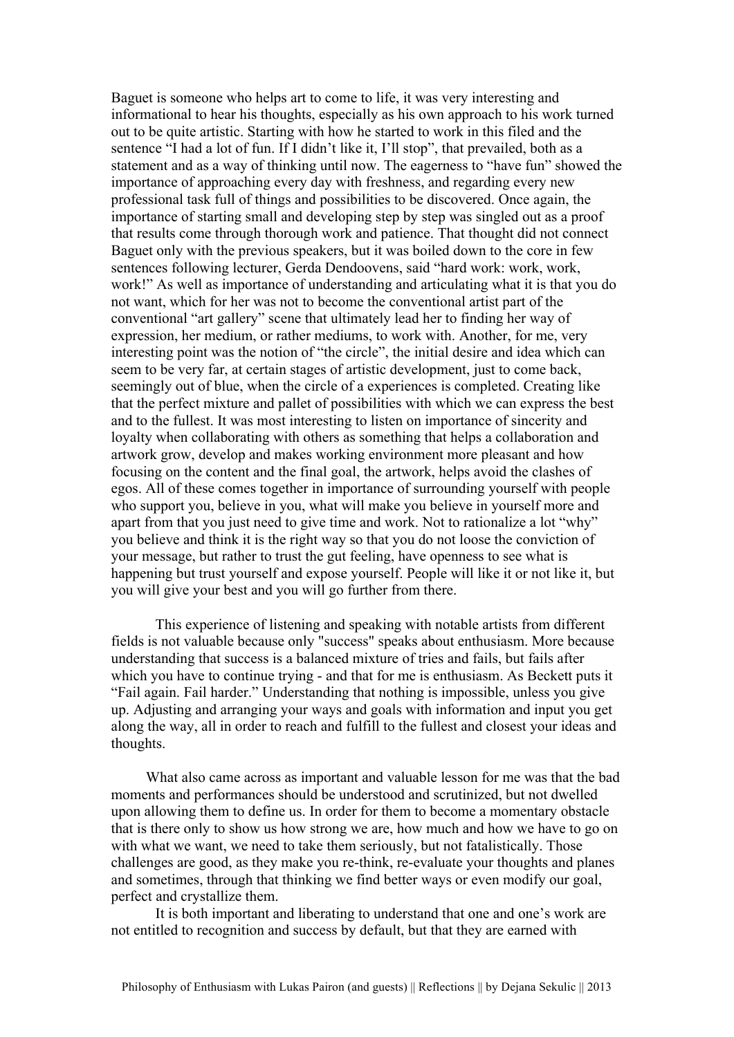Baguet is someone who helps art to come to life, it was very interesting and informational to hear his thoughts, especially as his own approach to his work turned out to be quite artistic. Starting with how he started to work in this filed and the sentence "I had a lot of fun. If I didn't like it, I'll stop", that prevailed, both as a statement and as a way of thinking until now. The eagerness to "have fun" showed the importance of approaching every day with freshness, and regarding every new professional task full of things and possibilities to be discovered. Once again, the importance of starting small and developing step by step was singled out as a proof that results come through thorough work and patience. That thought did not connect Baguet only with the previous speakers, but it was boiled down to the core in few sentences following lecturer, Gerda Dendoovens, said "hard work: work, work, work!" As well as importance of understanding and articulating what it is that you do not want, which for her was not to become the conventional artist part of the conventional "art gallery" scene that ultimately lead her to finding her way of expression, her medium, or rather mediums, to work with. Another, for me, very interesting point was the notion of "the circle", the initial desire and idea which can seem to be very far, at certain stages of artistic development, just to come back, seemingly out of blue, when the circle of a experiences is completed. Creating like that the perfect mixture and pallet of possibilities with which we can express the best and to the fullest. It was most interesting to listen on importance of sincerity and loyalty when collaborating with others as something that helps a collaboration and artwork grow, develop and makes working environment more pleasant and how focusing on the content and the final goal, the artwork, helps avoid the clashes of egos. All of these comes together in importance of surrounding yourself with people who support you, believe in you, what will make you believe in yourself more and apart from that you just need to give time and work. Not to rationalize a lot "why" you believe and think it is the right way so that you do not loose the conviction of your message, but rather to trust the gut feeling, have openness to see what is happening but trust yourself and expose yourself. People will like it or not like it, but you will give your best and you will go further from there.

This experience of listening and speaking with notable artists from different fields is not valuable because only "success" speaks about enthusiasm. More because understanding that success is a balanced mixture of tries and fails, but fails after which you have to continue trying - and that for me is enthusiasm. As Beckett puts it "Fail again. Fail harder." Understanding that nothing is impossible, unless you give up. Adjusting and arranging your ways and goals with information and input you get along the way, all in order to reach and fulfill to the fullest and closest your ideas and thoughts.

What also came across as important and valuable lesson for me was that the bad moments and performances should be understood and scrutinized, but not dwelled upon allowing them to define us. In order for them to become a momentary obstacle that is there only to show us how strong we are, how much and how we have to go on with what we want, we need to take them seriously, but not fatalistically. Those challenges are good, as they make you re-think, re-evaluate your thoughts and planes and sometimes, through that thinking we find better ways or even modify our goal, perfect and crystallize them.

It is both important and liberating to understand that one and one's work are not entitled to recognition and success by default, but that they are earned with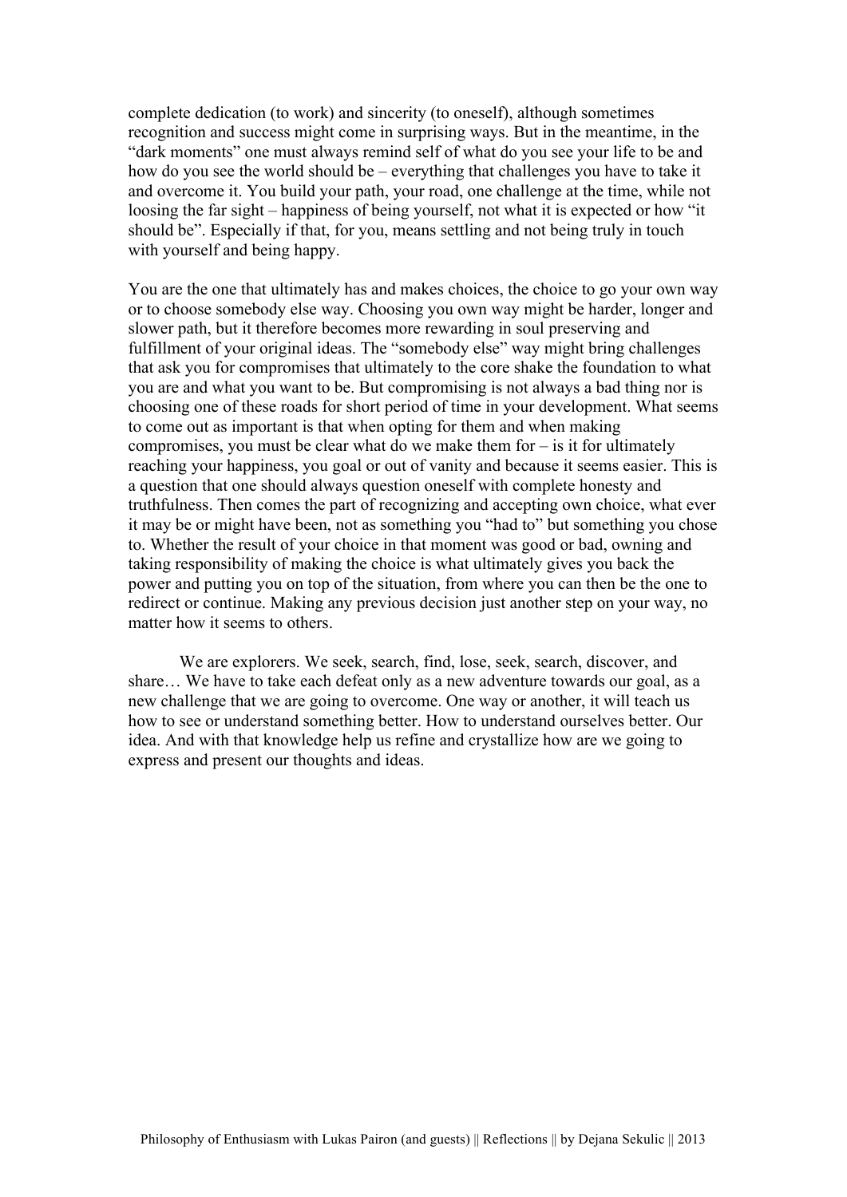complete dedication (to work) and sincerity (to oneself), although sometimes recognition and success might come in surprising ways. But in the meantime, in the "dark moments" one must always remind self of what do you see your life to be and how do you see the world should be – everything that challenges you have to take it and overcome it. You build your path, your road, one challenge at the time, while not loosing the far sight – happiness of being yourself, not what it is expected or how "it should be". Especially if that, for you, means settling and not being truly in touch with yourself and being happy.

You are the one that ultimately has and makes choices, the choice to go your own way or to choose somebody else way. Choosing you own way might be harder, longer and slower path, but it therefore becomes more rewarding in soul preserving and fulfillment of your original ideas. The "somebody else" way might bring challenges that ask you for compromises that ultimately to the core shake the foundation to what you are and what you want to be. But compromising is not always a bad thing nor is choosing one of these roads for short period of time in your development. What seems to come out as important is that when opting for them and when making compromises, you must be clear what do we make them for – is it for ultimately reaching your happiness, you goal or out of vanity and because it seems easier. This is a question that one should always question oneself with complete honesty and truthfulness. Then comes the part of recognizing and accepting own choice, what ever it may be or might have been, not as something you "had to" but something you chose to. Whether the result of your choice in that moment was good or bad, owning and taking responsibility of making the choice is what ultimately gives you back the power and putting you on top of the situation, from where you can then be the one to redirect or continue. Making any previous decision just another step on your way, no matter how it seems to others.

We are explorers. We seek, search, find, lose, seek, search, discover, and share… We have to take each defeat only as a new adventure towards our goal, as a new challenge that we are going to overcome. One way or another, it will teach us how to see or understand something better. How to understand ourselves better. Our idea. And with that knowledge help us refine and crystallize how are we going to express and present our thoughts and ideas.